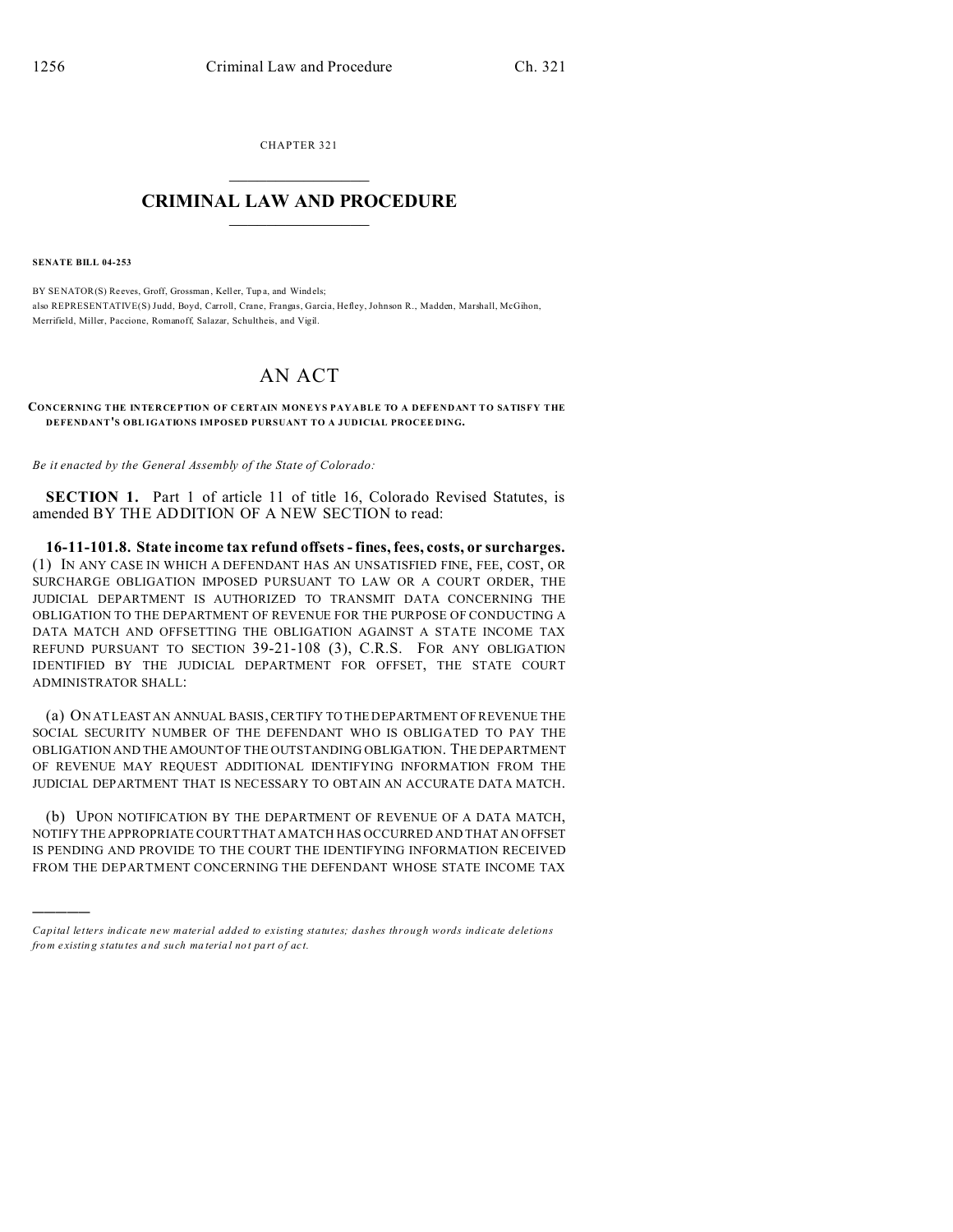CHAPTER 321

# CRIMINAL LAW AND PROCEDURE

**SENATE BILL 04-253**

BY SENATOR(S) Reeves, Groff, Grossman, Keller, Tupa, and Windels;
also REPRESENTATIVE(S) Judd, Boyd, Carroll, Crane, Frangas, Garcia, Hefley, Johnson R., Madden, Marshall, McGihon, Merrifield, Miller, Paccione, Romanoff, Salazar, Schultheis, and Vigil.

# AN ACT

**CONCERNING THE INTERCEPTION OF CERTAIN MONEYS PAYABLE TO A DEFENDANT TO SATISFY THE DEFENDANT'S OBLIGATIONS IMPOSED PURSUANT TO A JUDICIAL PROCEEDING.**

*Be it enacted by the General Assembly of the State of Colorado:*

**SECTION 1.** Part 1 of article 11 of title 16, Colorado Revised Statutes, is amended BY THE ADDITION OF A NEW SECTION to read:

**16-11-101.8. State income tax refund offsets - fines, fees, costs, or surcharges.** (1) IN ANY CASE IN WHICH A DEFENDANT HAS AN UNSATISFIED FINE, FEE, COST, OR SURCHARGE OBLIGATION IMPOSED PURSUANT TO LAW OR A COURT ORDER, THE JUDICIAL DEPARTMENT IS AUTHORIZED TO TRANSMIT DATA CONCERNING THE OBLIGATION TO THE DEPARTMENT OF REVENUE FOR THE PURPOSE OF CONDUCTING A DATA MATCH AND OFFSETTING THE OBLIGATION AGAINST A STATE INCOME TAX REFUND PURSUANT TO SECTION 39-21-108 (3), C.R.S. FOR ANY OBLIGATION IDENTIFIED BY THE JUDICIAL DEPARTMENT FOR OFFSET, THE STATE COURT ADMINISTRATOR SHALL:

(a) ON AT LEAST AN ANNUAL BASIS, CERTIFY TO THE DEPARTMENT OF REVENUE THE SOCIAL SECURITY NUMBER OF THE DEFENDANT WHO IS OBLIGATED TO PAY THE OBLIGATION AND THE AMOUNT OF THE OUTSTANDING OBLIGATION. THE DEPARTMENT OF REVENUE MAY REQUEST ADDITIONAL IDENTIFYING INFORMATION FROM THE JUDICIAL DEPARTMENT THAT IS NECESSARY TO OBTAIN AN ACCURATE DATA MATCH.

(b) UPON NOTIFICATION BY THE DEPARTMENT OF REVENUE OF A DATA MATCH, NOTIFY THE APPROPRIATE COURT THAT A MATCH HAS OCCURRED AND THAT AN OFFSET IS PENDING AND PROVIDE TO THE COURT THE IDENTIFYING INFORMATION RECEIVED FROM THE DEPARTMENT CONCERNING THE DEFENDANT WHOSE STATE INCOME TAX

---

*Capital letters indicate new material added to existing statutes; dashes through words indicate deletions from existing statutes and such material not part of act.*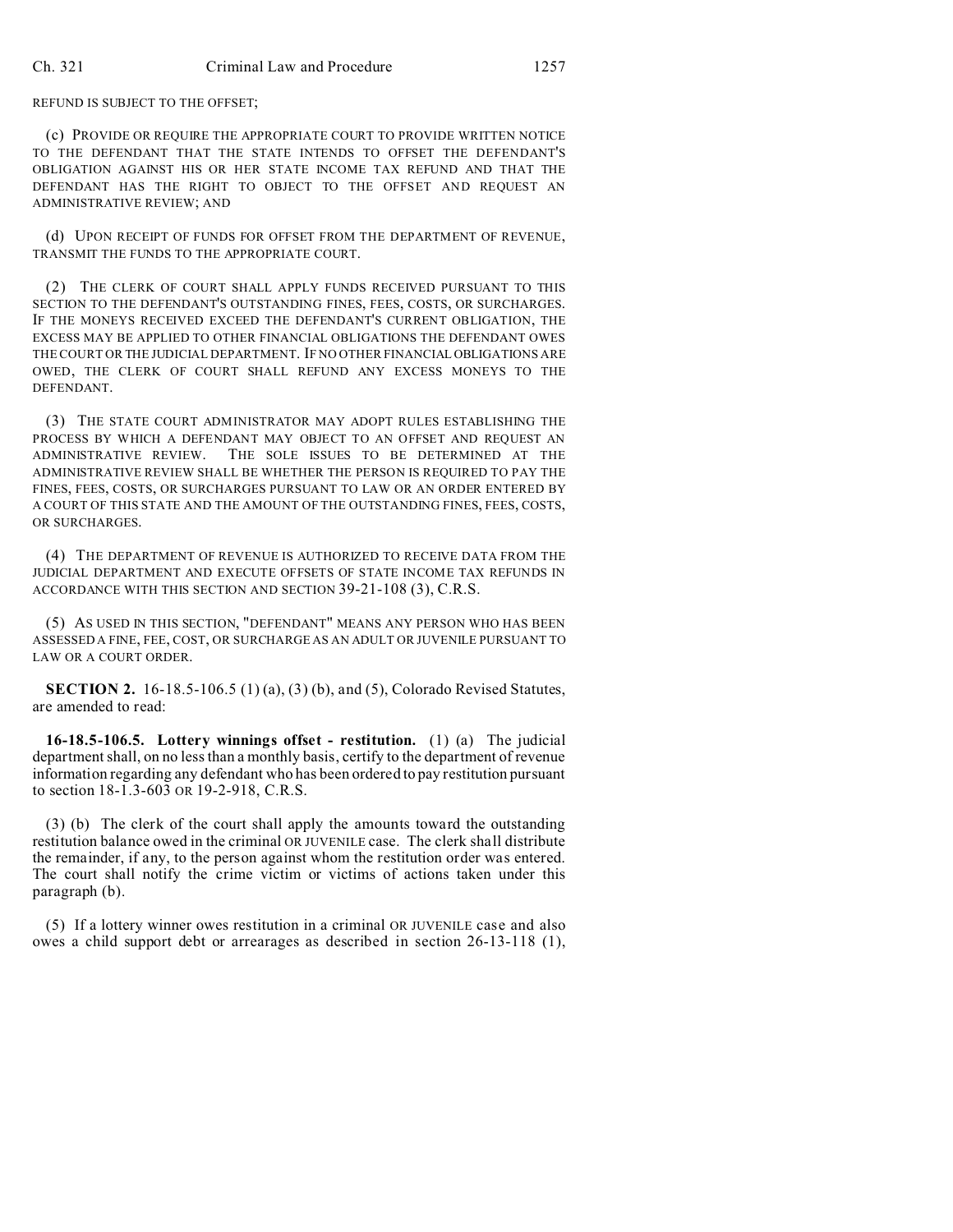REFUND IS SUBJECT TO THE OFFSET;

(c) PROVIDE OR REQUIRE THE APPROPRIATE COURT TO PROVIDE WRITTEN NOTICE TO THE DEFENDANT THAT THE STATE INTENDS TO OFFSET THE DEFENDANT'S OBLIGATION AGAINST HIS OR HER STATE INCOME TAX REFUND AND THAT THE DEFENDANT HAS THE RIGHT TO OBJECT TO THE OFFSET AND REQUEST AN ADMINISTRATIVE REVIEW; AND

(d) UPON RECEIPT OF FUNDS FOR OFFSET FROM THE DEPARTMENT OF REVENUE, TRANSMIT THE FUNDS TO THE APPROPRIATE COURT.

(2) THE CLERK OF COURT SHALL APPLY FUNDS RECEIVED PURSUANT TO THIS SECTION TO THE DEFENDANT'S OUTSTANDING FINES, FEES, COSTS, OR SURCHARGES. IF THE MONEYS RECEIVED EXCEED THE DEFENDANT'S CURRENT OBLIGATION, THE EXCESS MAY BE APPLIED TO OTHER FINANCIAL OBLIGATIONS THE DEFENDANT OWES THE COURT OR THE JUDICIAL DEPARTMENT. IF NO OTHER FINANCIAL OBLIGATIONS ARE OWED, THE CLERK OF COURT SHALL REFUND ANY EXCESS MONEYS TO THE DEFENDANT.

(3) THE STATE COURT ADMINISTRATOR MAY ADOPT RULES ESTABLISHING THE PROCESS BY WHICH A DEFENDANT MAY OBJECT TO AN OFFSET AND REQUEST AN ADMINISTRATIVE REVIEW. THE SOLE ISSUES TO BE DETERMINED AT THE ADMINISTRATIVE REVIEW SHALL BE WHETHER THE PERSON IS REQUIRED TO PAY THE FINES, FEES, COSTS, OR SURCHARGES PURSUANT TO LAW OR AN ORDER ENTERED BY A COURT OF THIS STATE AND THE AMOUNT OF THE OUTSTANDING FINES, FEES, COSTS, OR SURCHARGES.

(4) THE DEPARTMENT OF REVENUE IS AUTHORIZED TO RECEIVE DATA FROM THE JUDICIAL DEPARTMENT AND EXECUTE OFFSETS OF STATE INCOME TAX REFUNDS IN ACCORDANCE WITH THIS SECTION AND SECTION 39-21-108 (3), C.R.S.

(5) AS USED IN THIS SECTION, "DEFENDANT" MEANS ANY PERSON WHO HAS BEEN ASSESSED A FINE, FEE, COST, OR SURCHARGE AS AN ADULT OR JUVENILE PURSUANT TO LAW OR A COURT ORDER.

**SECTION 2.** 16-18.5-106.5 (1) (a), (3) (b), and (5), Colorado Revised Statutes, are amended to read:

**16-18.5-106.5. Lottery winnings offset - restitution.** (1) (a) The judicial department shall, on no less than a monthly basis, certify to the department of revenue information regarding any defendant who has been ordered to pay restitution pursuant to section 18-1.3-603 OR 19-2-918, C.R.S.

(3) (b) The clerk of the court shall apply the amounts toward the outstanding restitution balance owed in the criminal OR JUVENILE case. The clerk shall distribute the remainder, if any, to the person against whom the restitution order was entered. The court shall notify the crime victim or victims of actions taken under this paragraph (b).

(5) If a lottery winner owes restitution in a criminal OR JUVENILE case and also owes a child support debt or arrearages as described in section 26-13-118 (1),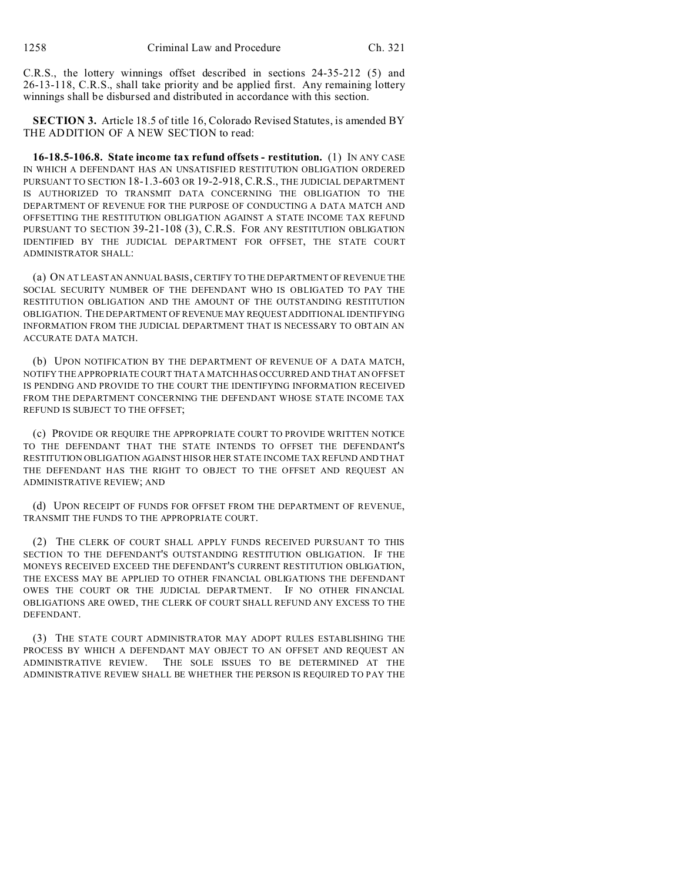C.R.S., the lottery winnings offset described in sections 24-35-212 (5) and 26-13-118, C.R.S., shall take priority and be applied first. Any remaining lottery winnings shall be disbursed and distributed in accordance with this section.

**SECTION 3.** Article 18.5 of title 16, Colorado Revised Statutes, is amended BY THE ADDITION OF A NEW SECTION to read:

**16-18.5-106.8. State income tax refund offsets - restitution.** (1) IN ANY CASE IN WHICH A DEFENDANT HAS AN UNSATISFIED RESTITUTION OBLIGATION ORDERED PURSUANT TO SECTION 18-1.3-603 OR 19-2-918, C.R.S., THE JUDICIAL DEPARTMENT IS AUTHORIZED TO TRANSMIT DATA CONCERNING THE OBLIGATION TO THE DEPARTMENT OF REVENUE FOR THE PURPOSE OF CONDUCTING A DATA MATCH AND OFFSETTING THE RESTITUTION OBLIGATION AGAINST A STATE INCOME TAX REFUND PURSUANT TO SECTION 39-21-108 (3), C.R.S. FOR ANY RESTITUTION OBLIGATION IDENTIFIED BY THE JUDICIAL DEPARTMENT FOR OFFSET, THE STATE COURT ADMINISTRATOR SHALL:

(a) ON AT LEAST AN ANNUAL BASIS, CERTIFY TO THE DEPARTMENT OF REVENUE THE SOCIAL SECURITY NUMBER OF THE DEFENDANT WHO IS OBLIGATED TO PAY THE RESTITUTION OBLIGATION AND THE AMOUNT OF THE OUTSTANDING RESTITUTION OBLIGATION. THE DEPARTMENT OF REVENUE MAY REQUEST ADDITIONAL IDENTIFYING INFORMATION FROM THE JUDICIAL DEPARTMENT THAT IS NECESSARY TO OBTAIN AN ACCURATE DATA MATCH.

(b) UPON NOTIFICATION BY THE DEPARTMENT OF REVENUE OF A DATA MATCH, NOTIFY THE APPROPRIATE COURT THAT A MATCH HAS OCCURRED AND THAT AN OFFSET IS PENDING AND PROVIDE TO THE COURT THE IDENTIFYING INFORMATION RECEIVED FROM THE DEPARTMENT CONCERNING THE DEFENDANT WHOSE STATE INCOME TAX REFUND IS SUBJECT TO THE OFFSET;

(c) PROVIDE OR REQUIRE THE APPROPRIATE COURT TO PROVIDE WRITTEN NOTICE TO THE DEFENDANT THAT THE STATE INTENDS TO OFFSET THE DEFENDANT'S RESTITUTION OBLIGATION AGAINST HIS OR HER STATE INCOME TAX REFUND AND THAT THE DEFENDANT HAS THE RIGHT TO OBJECT TO THE OFFSET AND REQUEST AN ADMINISTRATIVE REVIEW; AND

(d) UPON RECEIPT OF FUNDS FOR OFFSET FROM THE DEPARTMENT OF REVENUE, TRANSMIT THE FUNDS TO THE APPROPRIATE COURT.

(2) THE CLERK OF COURT SHALL APPLY FUNDS RECEIVED PURSUANT TO THIS SECTION TO THE DEFENDANT'S OUTSTANDING RESTITUTION OBLIGATION. IF THE MONEYS RECEIVED EXCEED THE DEFENDANT'S CURRENT RESTITUTION OBLIGATION, THE EXCESS MAY BE APPLIED TO OTHER FINANCIAL OBLIGATIONS THE DEFENDANT OWES THE COURT OR THE JUDICIAL DEPARTMENT. IF NO OTHER FINANCIAL OBLIGATIONS ARE OWED, THE CLERK OF COURT SHALL REFUND ANY EXCESS TO THE DEFENDANT.

(3) THE STATE COURT ADMINISTRATOR MAY ADOPT RULES ESTABLISHING THE PROCESS BY WHICH A DEFENDANT MAY OBJECT TO AN OFFSET AND REQUEST AN ADMINISTRATIVE REVIEW. THE SOLE ISSUES TO BE DETERMINED AT THE ADMINISTRATIVE REVIEW SHALL BE WHETHER THE PERSON IS REQUIRED TO PAY THE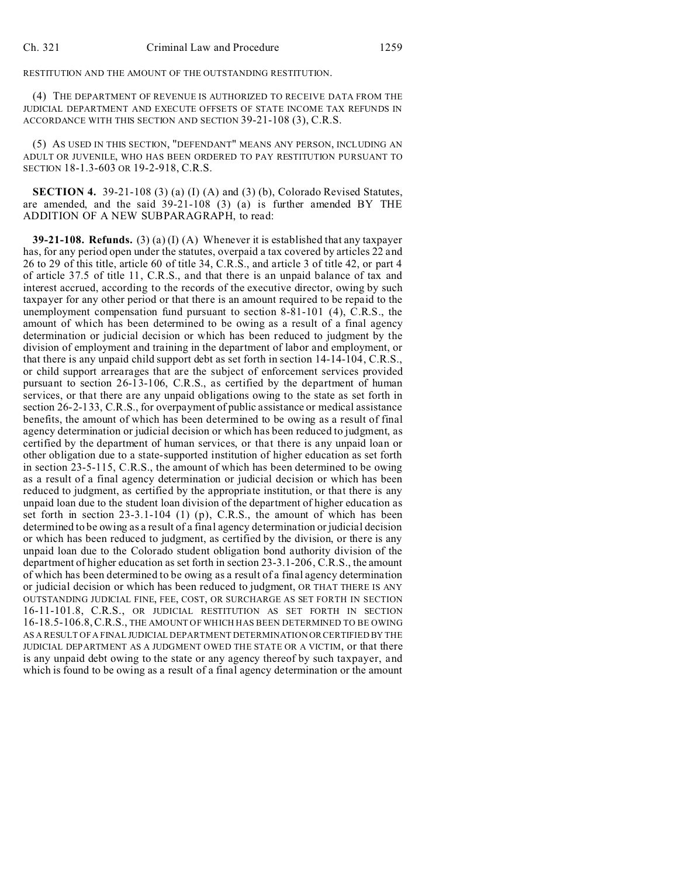RESTITUTION AND THE AMOUNT OF THE OUTSTANDING RESTITUTION.

(4) THE DEPARTMENT OF REVENUE IS AUTHORIZED TO RECEIVE DATA FROM THE JUDICIAL DEPARTMENT AND EXECUTE OFFSETS OF STATE INCOME TAX REFUNDS IN ACCORDANCE WITH THIS SECTION AND SECTION 39-21-108 (3), C.R.S.

(5) AS USED IN THIS SECTION, "DEFENDANT" MEANS ANY PERSON, INCLUDING AN ADULT OR JUVENILE, WHO HAS BEEN ORDERED TO PAY RESTITUTION PURSUANT TO SECTION 18-1.3-603 OR 19-2-918, C.R.S.

**SECTION 4.** 39-21-108 (3) (a) (I) (A) and (3) (b), Colorado Revised Statutes, are amended, and the said 39-21-108 (3) (a) is further amended BY THE ADDITION OF A NEW SUBPARAGRAPH, to read:

**39-21-108. Refunds.** (3) (a) (I) (A) Whenever it is established that any taxpayer has, for any period open under the statutes, overpaid a tax covered by articles 22 and 26 to 29 of this title, article 60 of title 34, C.R.S., and article 3 of title 42, or part 4 of article 37.5 of title 11, C.R.S., and that there is an unpaid balance of tax and interest accrued, according to the records of the executive director, owing by such taxpayer for any other period or that there is an amount required to be repaid to the unemployment compensation fund pursuant to section 8-81-101 (4), C.R.S., the amount of which has been determined to be owing as a result of a final agency determination or judicial decision or which has been reduced to judgment by the division of employment and training in the department of labor and employment, or that there is any unpaid child support debt as set forth in section 14-14-104, C.R.S., or child support arrearages that are the subject of enforcement services provided pursuant to section 26-13-106, C.R.S., as certified by the department of human services, or that there are any unpaid obligations owing to the state as set forth in section 26-2-133, C.R.S., for overpayment of public assistance or medical assistance benefits, the amount of which has been determined to be owing as a result of final agency determination or judicial decision or which has been reduced to judgment, as certified by the department of human services, or that there is any unpaid loan or other obligation due to a state-supported institution of higher education as set forth in section 23-5-115, C.R.S., the amount of which has been determined to be owing as a result of a final agency determination or judicial decision or which has been reduced to judgment, as certified by the appropriate institution, or that there is any unpaid loan due to the student loan division of the department of higher education as set forth in section 23-3.1-104 (1) (p), C.R.S., the amount of which has been determined to be owing as a result of a final agency determination or judicial decision or which has been reduced to judgment, as certified by the division, or there is any unpaid loan due to the Colorado student obligation bond authority division of the department of higher education as set forth in section 23-3.1-206, C.R.S., the amount of which has been determined to be owing as a result of a final agency determination or judicial decision or which has been reduced to judgment, OR THAT THERE IS ANY OUTSTANDING JUDICIAL FINE, FEE, COST, OR SURCHARGE AS SET FORTH IN SECTION 16-11-101.8, C.R.S., OR JUDICIAL RESTITUTION AS SET FORTH IN SECTION 16-18.5-106.8, C.R.S., THE AMOUNT OF WHICH HAS BEEN DETERMINED TO BE OWING AS A RESULT OF A FINAL JUDICIAL DEPARTMENT DETERMINATION OR CERTIFIED BY THE JUDICIAL DEPARTMENT AS A JUDGMENT OWED THE STATE OR A VICTIM, or that there is any unpaid debt owing to the state or any agency thereof by such taxpayer, and which is found to be owing as a result of a final agency determination or the amount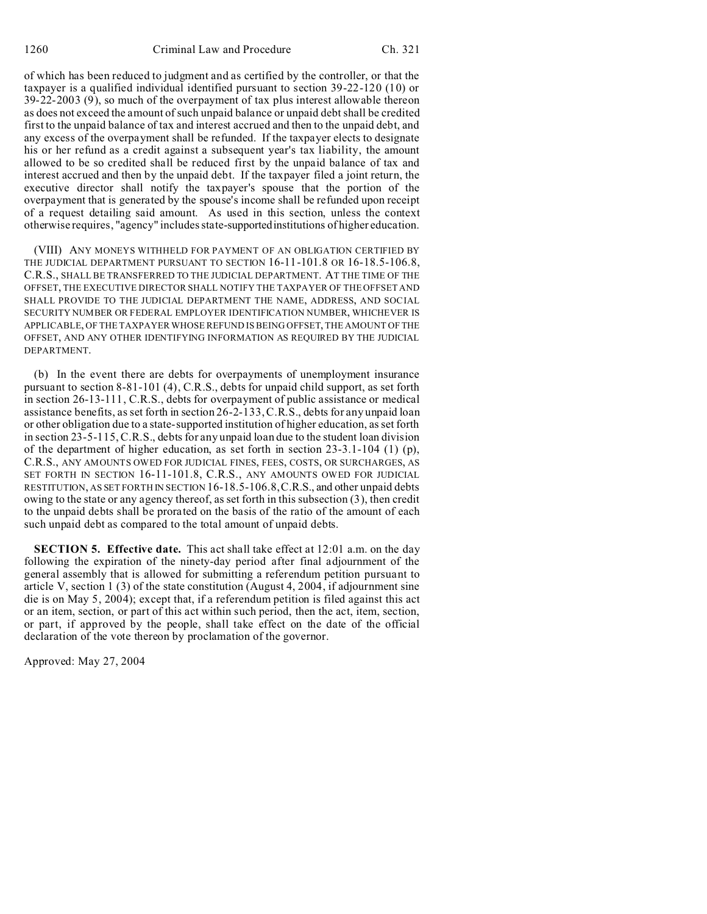of which has been reduced to judgment and as certified by the controller, or that the taxpayer is a qualified individual identified pursuant to section 39-22-120 (10) or 39-22-2003 (9), so much of the overpayment of tax plus interest allowable thereon as does not exceed the amount of such unpaid balance or unpaid debt shall be credited first to the unpaid balance of tax and interest accrued and then to the unpaid debt, and any excess of the overpayment shall be refunded. If the taxpayer elects to designate his or her refund as a credit against a subsequent year's tax liability, the amount allowed to be so credited shall be reduced first by the unpaid balance of tax and interest accrued and then by the unpaid debt. If the taxpayer filed a joint return, the executive director shall notify the taxpayer's spouse that the portion of the overpayment that is generated by the spouse's income shall be refunded upon receipt of a request detailing said amount. As used in this section, unless the context otherwise requires, "agency" includes state-supported institutions of higher education.

(VIII) ANY MONEYS WITHHELD FOR PAYMENT OF AN OBLIGATION CERTIFIED BY THE JUDICIAL DEPARTMENT PURSUANT TO SECTION 16-11-101.8 OR 16-18.5-106.8, C.R.S., SHALL BE TRANSFERRED TO THE JUDICIAL DEPARTMENT. AT THE TIME OF THE OFFSET, THE EXECUTIVE DIRECTOR SHALL NOTIFY THE TAXPAYER OF THE OFFSET AND SHALL PROVIDE TO THE JUDICIAL DEPARTMENT THE NAME, ADDRESS, AND SOCIAL SECURITY NUMBER OR FEDERAL EMPLOYER IDENTIFICATION NUMBER, WHICHEVER IS APPLICABLE, OF THE TAXPAYER WHOSE REFUND IS BEING OFFSET, THE AMOUNT OF THE OFFSET, AND ANY OTHER IDENTIFYING INFORMATION AS REQUIRED BY THE JUDICIAL DEPARTMENT.

(b) In the event there are debts for overpayments of unemployment insurance pursuant to section 8-81-101 (4), C.R.S., debts for unpaid child support, as set forth in section 26-13-111, C.R.S., debts for overpayment of public assistance or medical assistance benefits, as set forth in section 26-2-133, C.R.S., debts for any unpaid loan or other obligation due to a state-supported institution of higher education, as set forth in section 23-5-115, C.R.S., debts for any unpaid loan due to the student loan division of the department of higher education, as set forth in section 23-3.1-104 (1) (p), C.R.S., ANY AMOUNTS OWED FOR JUDICIAL FINES, FEES, COSTS, OR SURCHARGES, AS SET FORTH IN SECTION 16-11-101.8, C.R.S., ANY AMOUNTS OWED FOR JUDICIAL RESTITUTION, AS SET FORTH IN SECTION 16-18.5-106.8, C.R.S., and other unpaid debts owing to the state or any agency thereof, as set forth in this subsection (3), then credit to the unpaid debts shall be prorated on the basis of the ratio of the amount of each such unpaid debt as compared to the total amount of unpaid debts.

**SECTION 5. Effective date.** This act shall take effect at 12:01 a.m. on the day following the expiration of the ninety-day period after final adjournment of the general assembly that is allowed for submitting a referendum petition pursuant to article V, section 1 (3) of the state constitution (August 4, 2004, if adjournment sine die is on May 5, 2004); except that, if a referendum petition is filed against this act or an item, section, or part of this act within such period, then the act, item, section, or part, if approved by the people, shall take effect on the date of the official declaration of the vote thereon by proclamation of the governor.

Approved: May 27, 2004